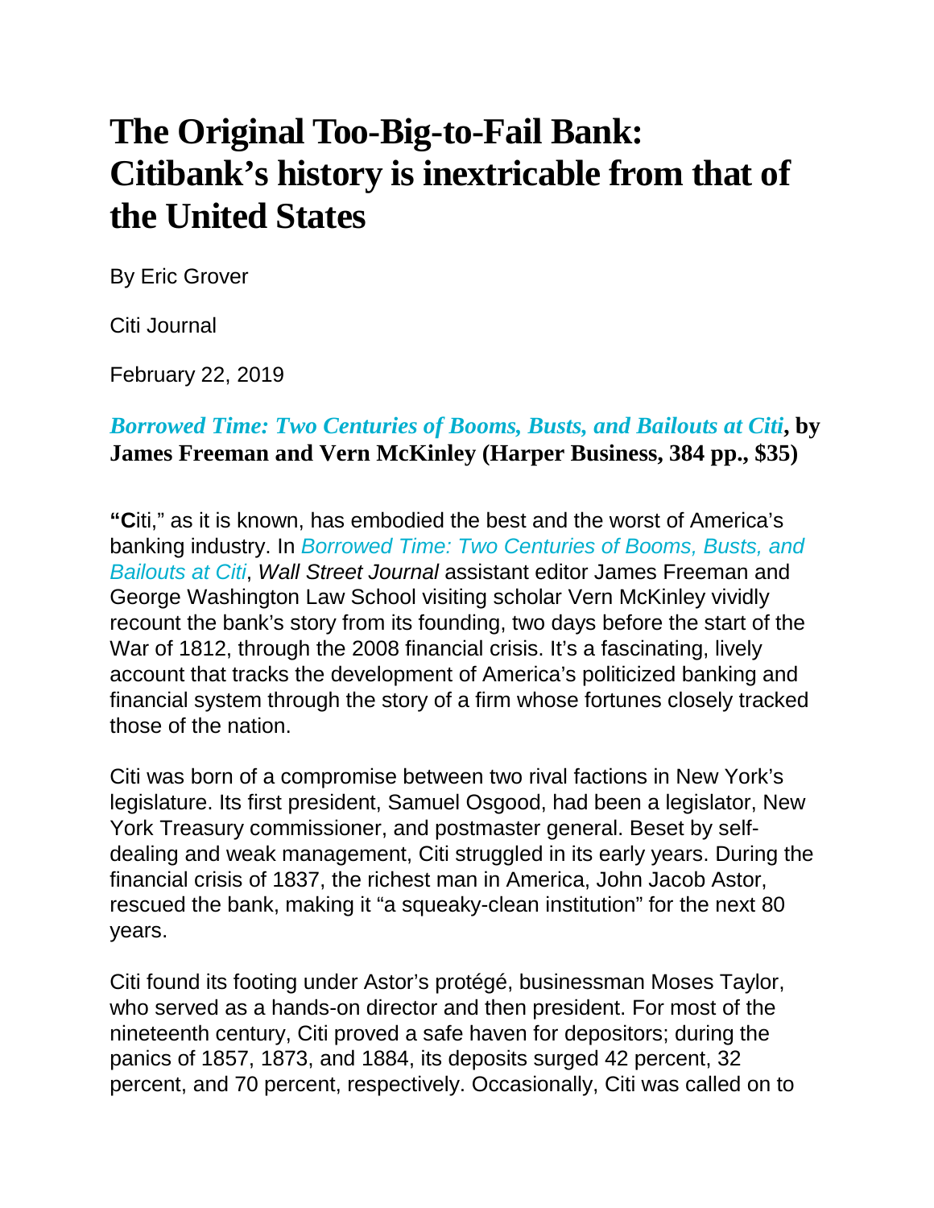# The Original Too-Big-to-Fail Bank: Citibank's history is inextricable from that of the United States

By Eric Grover

Citi Journal

February 22, 2019

***Borrowed Time: Two Centuries of Booms, Busts, and Bailouts at Citi*, by James Freeman and Vern McKinley (Harper Business, 384 pp., $35)**

**"C**iti," as it is known, has embodied the best and the worst of America's banking industry. In *Borrowed Time: Two Centuries of Booms, Busts, and Bailouts at Citi*, *Wall Street Journal* assistant editor James Freeman and George Washington Law School visiting scholar Vern McKinley vividly recount the bank's story from its founding, two days before the start of the War of 1812, through the 2008 financial crisis. It's a fascinating, lively account that tracks the development of America's politicized banking and financial system through the story of a firm whose fortunes closely tracked those of the nation.

Citi was born of a compromise between two rival factions in New York's legislature. Its first president, Samuel Osgood, had been a legislator, New York Treasury commissioner, and postmaster general. Beset by self-dealing and weak management, Citi struggled in its early years. During the financial crisis of 1837, the richest man in America, John Jacob Astor, rescued the bank, making it "a squeaky-clean institution" for the next 80 years.

Citi found its footing under Astor's protégé, businessman Moses Taylor, who served as a hands-on director and then president. For most of the nineteenth century, Citi proved a safe haven for depositors; during the panics of 1857, 1873, and 1884, its deposits surged 42 percent, 32 percent, and 70 percent, respectively. Occasionally, Citi was called on to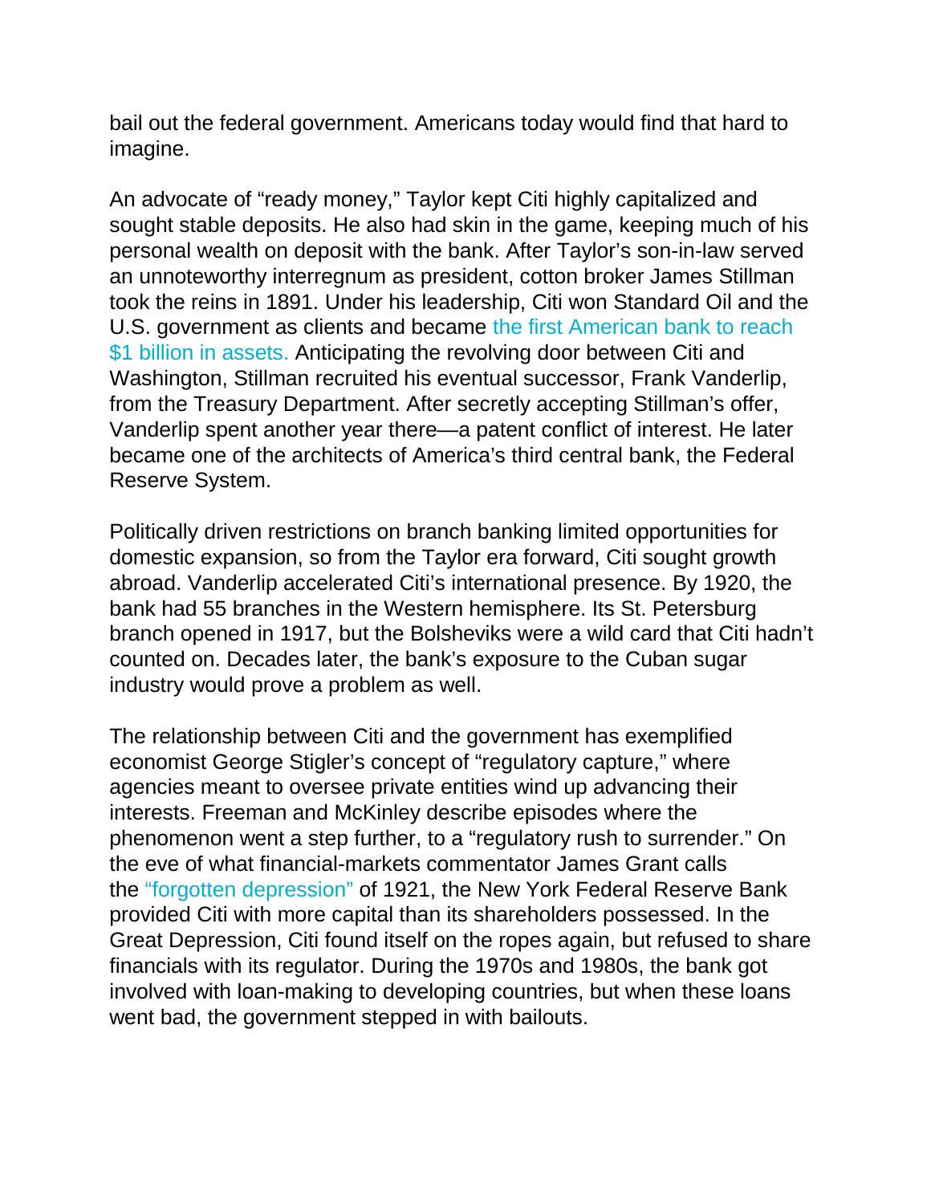bail out the federal government. Americans today would find that hard to imagine.

An advocate of "ready money," Taylor kept Citi highly capitalized and sought stable deposits. He also had skin in the game, keeping much of his personal wealth on deposit with the bank. After Taylor's son-in-law served an unnoteworthy interregnum as president, cotton broker James Stillman took the reins in 1891. Under his leadership, Citi won Standard Oil and the U.S. government as clients and became the first American bank to reach $1 billion in assets. Anticipating the revolving door between Citi and Washington, Stillman recruited his eventual successor, Frank Vanderlip, from the Treasury Department. After secretly accepting Stillman's offer, Vanderlip spent another year there—a patent conflict of interest. He later became one of the architects of America's third central bank, the Federal Reserve System.

Politically driven restrictions on branch banking limited opportunities for domestic expansion, so from the Taylor era forward, Citi sought growth abroad. Vanderlip accelerated Citi's international presence. By 1920, the bank had 55 branches in the Western hemisphere. Its St. Petersburg branch opened in 1917, but the Bolsheviks were a wild card that Citi hadn't counted on. Decades later, the bank's exposure to the Cuban sugar industry would prove a problem as well.

The relationship between Citi and the government has exemplified economist George Stigler's concept of "regulatory capture," where agencies meant to oversee private entities wind up advancing their interests. Freeman and McKinley describe episodes where the phenomenon went a step further, to a "regulatory rush to surrender." On the eve of what financial-markets commentator James Grant calls the "forgotten depression" of 1921, the New York Federal Reserve Bank provided Citi with more capital than its shareholders possessed. In the Great Depression, Citi found itself on the ropes again, but refused to share financials with its regulator. During the 1970s and 1980s, the bank got involved with loan-making to developing countries, but when these loans went bad, the government stepped in with bailouts.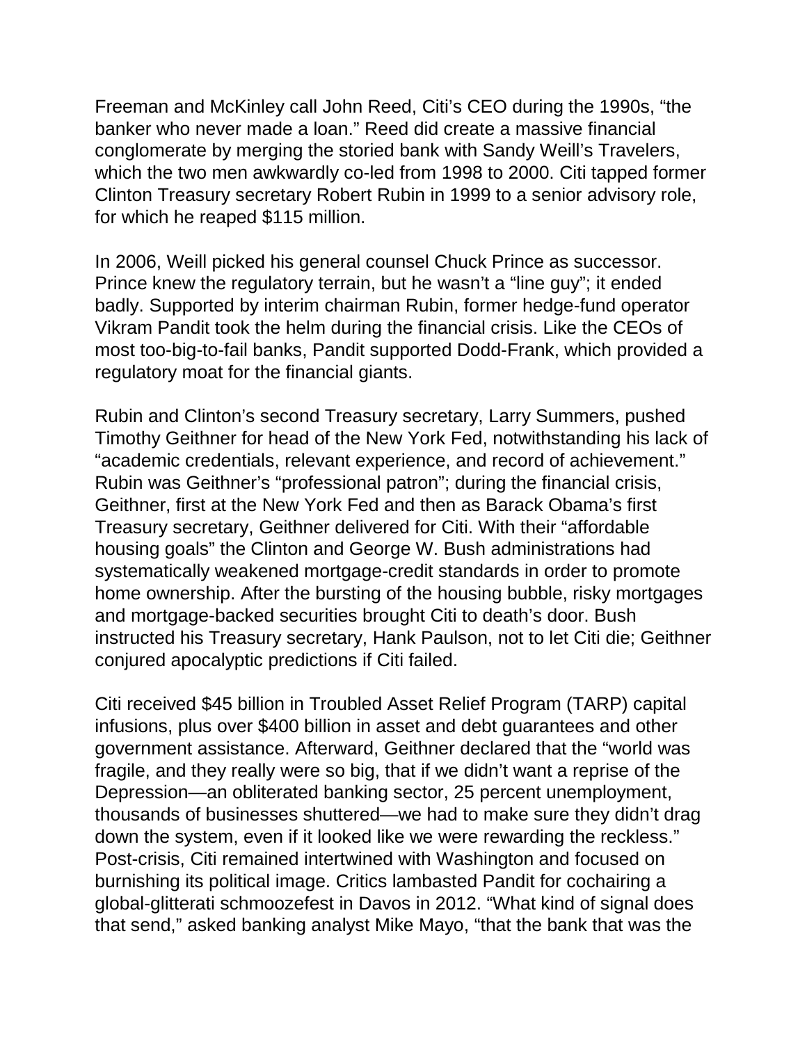Freeman and McKinley call John Reed, Citi's CEO during the 1990s, "the banker who never made a loan." Reed did create a massive financial conglomerate by merging the storied bank with Sandy Weill's Travelers, which the two men awkwardly co-led from 1998 to 2000. Citi tapped former Clinton Treasury secretary Robert Rubin in 1999 to a senior advisory role, for which he reaped $115 million.

In 2006, Weill picked his general counsel Chuck Prince as successor. Prince knew the regulatory terrain, but he wasn't a "line guy"; it ended badly. Supported by interim chairman Rubin, former hedge-fund operator Vikram Pandit took the helm during the financial crisis. Like the CEOs of most too-big-to-fail banks, Pandit supported Dodd-Frank, which provided a regulatory moat for the financial giants.

Rubin and Clinton's second Treasury secretary, Larry Summers, pushed Timothy Geithner for head of the New York Fed, notwithstanding his lack of "academic credentials, relevant experience, and record of achievement." Rubin was Geithner's "professional patron"; during the financial crisis, Geithner, first at the New York Fed and then as Barack Obama's first Treasury secretary, Geithner delivered for Citi. With their "affordable housing goals" the Clinton and George W. Bush administrations had systematically weakened mortgage-credit standards in order to promote home ownership. After the bursting of the housing bubble, risky mortgages and mortgage-backed securities brought Citi to death's door. Bush instructed his Treasury secretary, Hank Paulson, not to let Citi die; Geithner conjured apocalyptic predictions if Citi failed.

Citi received $45 billion in Troubled Asset Relief Program (TARP) capital infusions, plus over $400 billion in asset and debt guarantees and other government assistance. Afterward, Geithner declared that the "world was fragile, and they really were so big, that if we didn't want a reprise of the Depression—an obliterated banking sector, 25 percent unemployment, thousands of businesses shuttered—we had to make sure they didn't drag down the system, even if it looked like we were rewarding the reckless." Post-crisis, Citi remained intertwined with Washington and focused on burnishing its political image. Critics lambasted Pandit for cochairing a global-glitterati schmoozefest in Davos in 2012. "What kind of signal does that send," asked banking analyst Mike Mayo, "that the bank that was the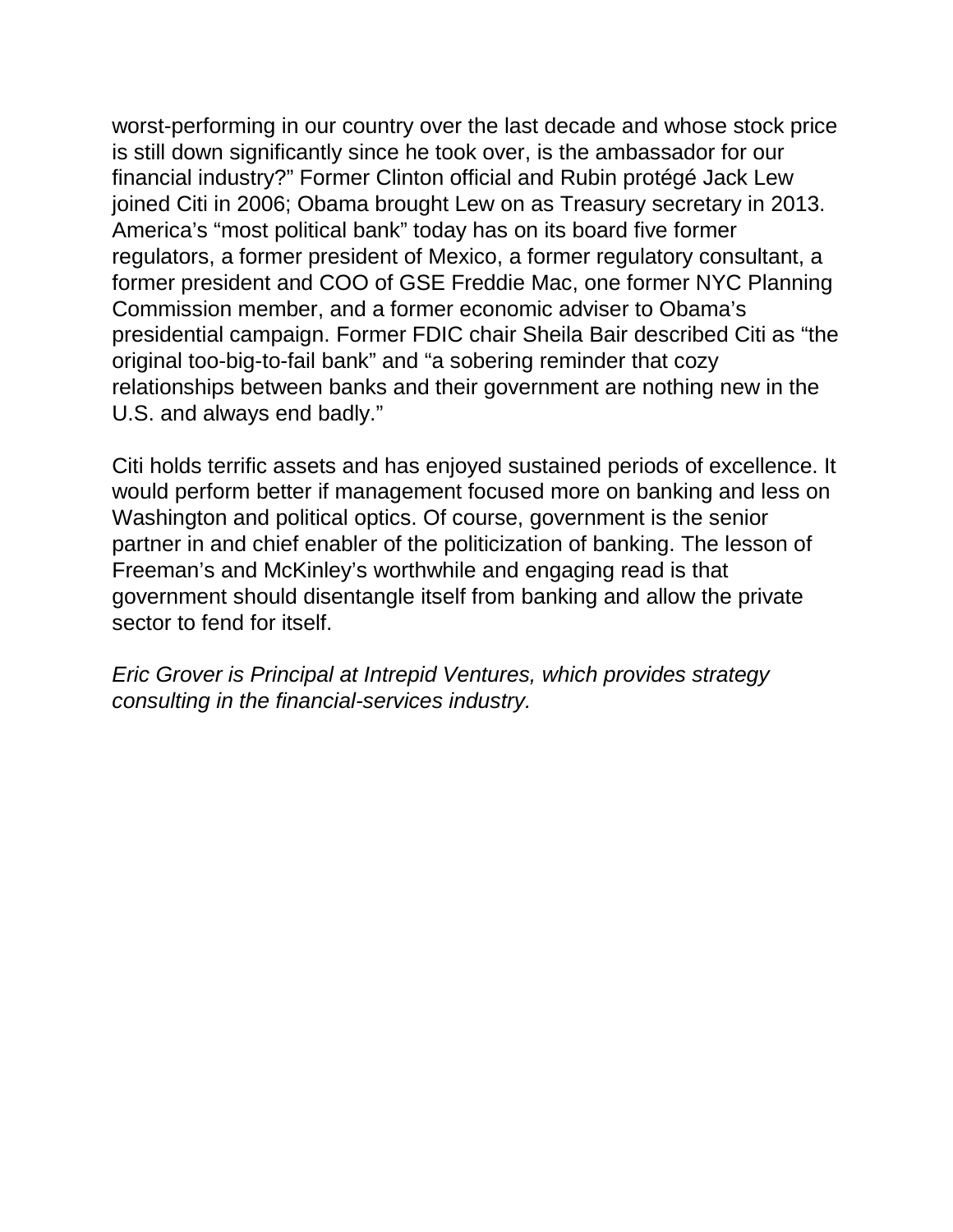worst-performing in our country over the last decade and whose stock price is still down significantly since he took over, is the ambassador for our financial industry?" Former Clinton official and Rubin protégé Jack Lew joined Citi in 2006; Obama brought Lew on as Treasury secretary in 2013. America's "most political bank" today has on its board five former regulators, a former president of Mexico, a former regulatory consultant, a former president and COO of GSE Freddie Mac, one former NYC Planning Commission member, and a former economic adviser to Obama's presidential campaign. Former FDIC chair Sheila Bair described Citi as "the original too-big-to-fail bank" and "a sobering reminder that cozy relationships between banks and their government are nothing new in the U.S. and always end badly."

Citi holds terrific assets and has enjoyed sustained periods of excellence. It would perform better if management focused more on banking and less on Washington and political optics. Of course, government is the senior partner in and chief enabler of the politicization of banking. The lesson of Freeman's and McKinley's worthwhile and engaging read is that government should disentangle itself from banking and allow the private sector to fend for itself.

*Eric Grover is Principal at Intrepid Ventures, which provides strategy consulting in the financial-services industry.*